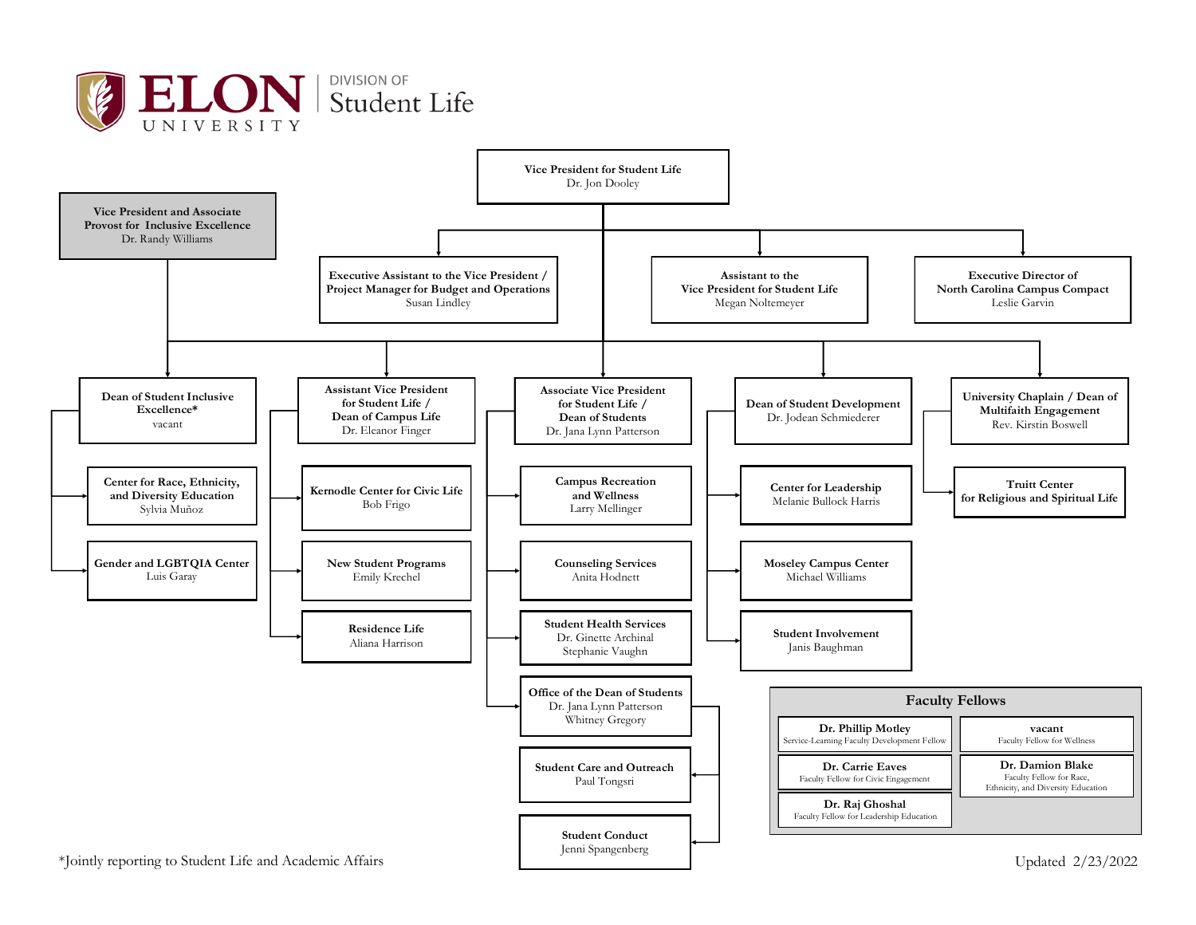# ELON UNIVERSITY

## DIVISION OF Student Life

**Vice President for Student Life**
Dr. Jon Dooley

- **Executive Assistant to the Vice President / Project Manager for Budget and Operations** — Susan Lindley
- **Assistant to the Vice President for Student Life** — Megan Noltemeyer
- **Executive Director of North Carolina Campus Compact** — Leslie Garvin

**Vice President and Associate Provost for Inclusive Excellence**
Dr. Randy Williams

### Dean of Student Inclusive Excellence*
vacant

- **Center for Race, Ethnicity, and Diversity Education** — Sylvia Muñoz
- **Gender and LGBTQIA Center** — Luis Garay

### Assistant Vice President for Student Life / Dean of Campus Life
Dr. Eleanor Finger

- **Kernodle Center for Civic Life** — Bob Frigo
- **New Student Programs** — Emily Krechel
- **Residence Life** — Aliana Harrison

### Associate Vice President for Student Life / Dean of Students
Dr. Jana Lynn Patterson

- **Campus Recreation and Wellness** — Larry Mellinger
- **Counseling Services** — Anita Hodnett
- **Student Health Services** — Dr. Ginette Archinal, Stephanie Vaughn
- **Office of the Dean of Students** — Dr. Jana Lynn Patterson, Whitney Gregory
  - **Student Care and Outreach** — Paul Tongsri
  - **Student Conduct** — Jenni Spangenberg

### Dean of Student Development
Dr. Jodean Schmiederer

- **Center for Leadership** — Melanie Bullock Harris
- **Moseley Campus Center** — Michael Williams
- **Student Involvement** — Janis Baughman

### University Chaplain / Dean of Multifaith Engagement
Rev. Kirstin Boswell

- **Truitt Center for Religious and Spiritual Life**

### Faculty Fellows

| | |
|---|---|
| **Dr. Phillip Motley** Service-Learning Faculty Development Fellow | **vacant** Faculty Fellow for Wellness |
| **Dr. Carrie Eaves** Faculty Fellow for Civic Engagement | **Dr. Damion Blake** Faculty Fellow for Race, Ethnicity, and Diversity Education |
| **Dr. Raj Ghoshal** Faculty Fellow for Leadership Education | |

*Jointly reporting to Student Life and Academic Affairs

Updated 2/23/2022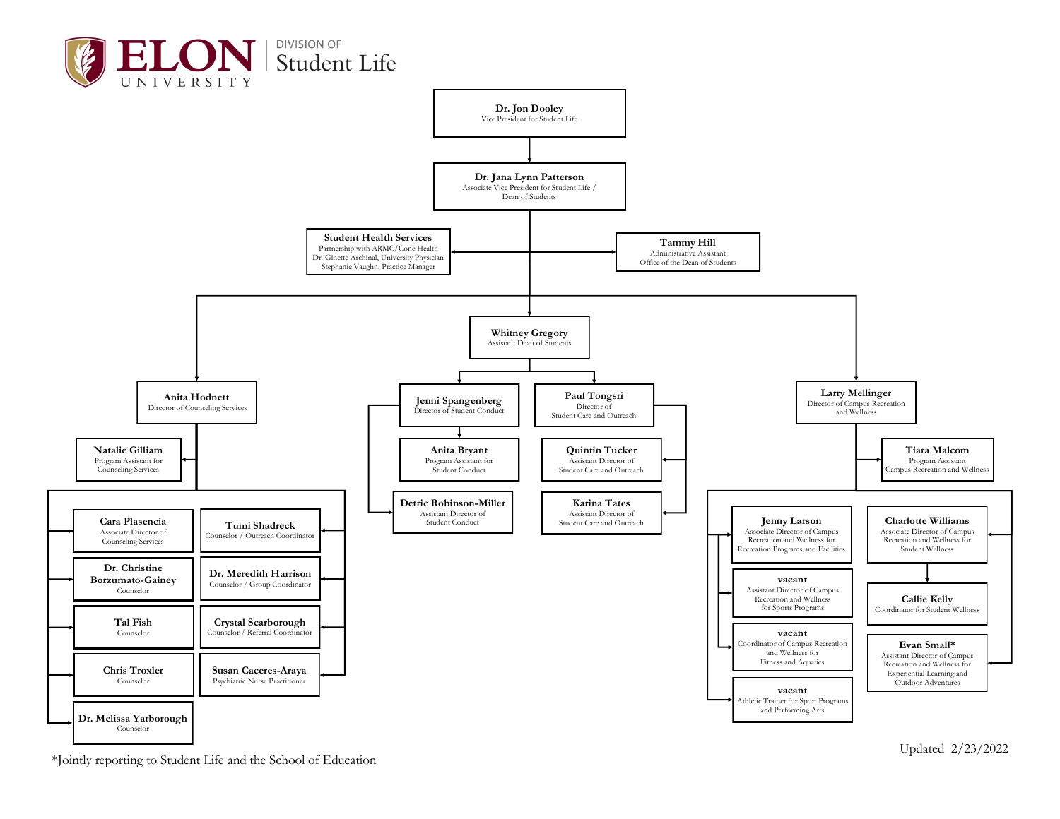# ELON UNIVERSITY | DIVISION OF Student Life

**Dr. Jon Dooley**
Vice President for Student Life

- **Dr. Jana Lynn Patterson**
  Associate Vice President for Student Life / Dean of Students
  - **Student Health Services**
    Partnership with ARMC/Cone Health
    Dr. Ginette Archinal, University Physician
    Stephanie Vaughn, Practice Manager
  - **Tammy Hill**
    Administrative Assistant
    Office of the Dean of Students
  - **Anita Hodnett**
    Director of Counseling Services
    - **Natalie Gilliam** — Program Assistant for Counseling Services
    - **Cara Plasencia** — Associate Director of Counseling Services
    - **Dr. Christine Borzumato-Gainey** — Counselor
    - **Tal Fish** — Counselor
    - **Chris Troxler** — Counselor
    - **Dr. Melissa Yarborough** — Counselor
    - **Tumi Shadreck** — Counselor / Outreach Coordinator
    - **Dr. Meredith Harrison** — Counselor / Group Coordinator
    - **Crystal Scarborough** — Counselor / Referral Coordinator
    - **Susan Caceres-Araya** — Psychiatric Nurse Practitioner
  - **Whitney Gregory**
    Assistant Dean of Students
    - **Jenni Spangenberg**
      Director of Student Conduct
      - **Anita Bryant** — Program Assistant for Student Conduct
      - **Detric Robinson-Miller** — Assistant Director of Student Conduct
    - **Paul Tongsri**
      Director of Student Care and Outreach
      - **Quintin Tucker** — Assistant Director of Student Care and Outreach
      - **Karina Tates** — Assistant Director of Student Care and Outreach
  - **Larry Mellinger**
    Director of Campus Recreation and Wellness
    - **Tiara Malcom** — Program Assistant Campus Recreation and Wellness
    - **Jenny Larson** — Associate Director of Campus Recreation and Wellness for Recreation Programs and Facilities
    - **vacant** — Assistant Director of Campus Recreation and Wellness for Sports Programs
    - **vacant** — Coordinator of Campus Recreation and Wellness for Fitness and Aquatics
    - **vacant** — Athletic Trainer for Sport Programs and Performing Arts
    - **Charlotte Williams** — Associate Director of Campus Recreation and Wellness for Student Wellness
      - **Callie Kelly** — Coordinator for Student Wellness
    - **Evan Small*** — Assistant Director of Campus Recreation and Wellness for Experiential Learning and Outdoor Adventures

*Jointly reporting to Student Life and the School of Education

Updated 2/23/2022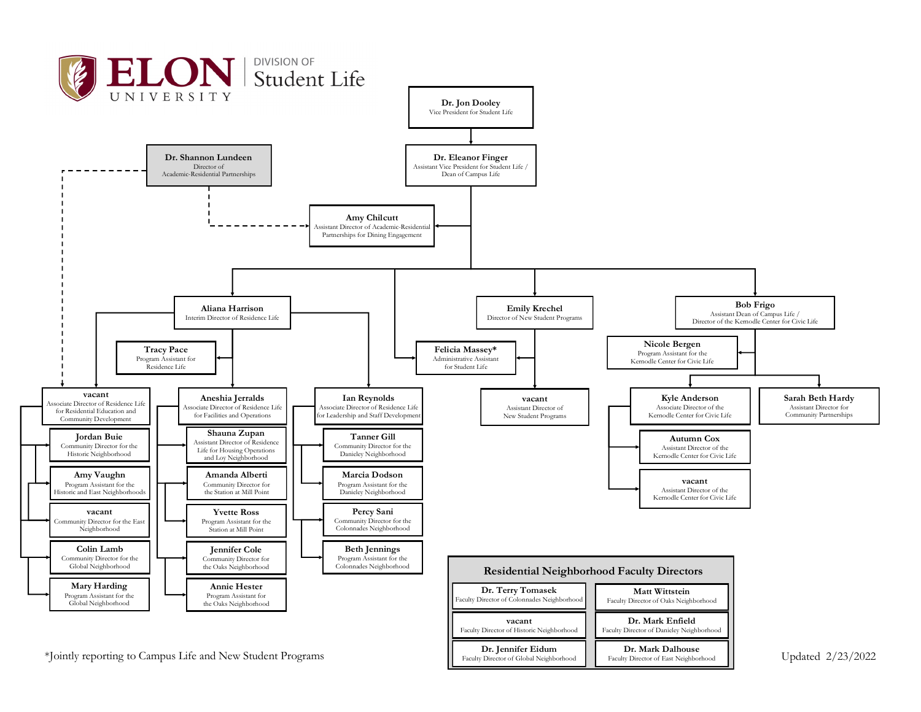# ELON UNIVERSITY — Division of Student Life

**Dr. Jon Dooley**
Vice President for Student Life

- **Dr. Eleanor Finger** — Assistant Vice President for Student Life / Dean of Campus Life
  - **Amy Chilcutt** — Assistant Director of Academic-Residential Partnerships for Dining Engagement (dotted line to Dr. Shannon Lundeen)
  - **Felicia Massey*** — Administrative Assistant for Student Life
  - **Aliana Harrison** — Interim Director of Residence Life
    - **Tracy Pace** — Program Assistant for Residence Life
    - **vacant** — Associate Director of Residence Life for Residential Education and Community Development (dotted line to Dr. Shannon Lundeen)
      - **Jordan Buie** — Community Director for the Historic Neighborhood
      - **Amy Vaughn** — Program Assistant for the Historic and East Neighborhoods
      - **vacant** — Community Director for the East Neighborhood
      - **Colin Lamb** — Community Director for the Global Neighborhood
      - **Mary Harding** — Program Assistant for the Global Neighborhood
    - **Aneshia Jerralds** — Associate Director of Residence Life for Facilities and Operations
      - **Shauna Zupan** — Assistant Director of Residence Life for Housing Operations and Loy Neighborhood
      - **Amanda Alberti** — Community Director for the Station at Mill Point
      - **Yvette Ross** — Program Assistant for the Station at Mill Point
      - **Jennifer Cole** — Community Director for the Oaks Neighborhood
      - **Annie Hester** — Program Assistant for the Oaks Neighborhood
    - **Ian Reynolds** — Associate Director of Residence Life for Leadership and Staff Development
      - **Tanner Gill** — Community Director for the Danieley Neighborhood
      - **Marcia Dodson** — Program Assistant for the Danieley Neighborhood
      - **Percy Sani** — Community Director for the Colonnades Neighborhood
      - **Beth Jennings** — Program Assistant for the Colonnades Neighborhood
  - **Emily Krechel** — Director of New Student Programs
    - **Felicia Massey*** — Administrative Assistant for Student Life
    - **vacant** — Assistant Director of New Student Programs
  - **Bob Frigo** — Assistant Dean of Campus Life / Director of the Kernodle Center for Civic Life
    - **Nicole Bergen** — Program Assistant for the Kernodle Center for Civic Life
    - **Kyle Anderson** — Associate Director of the Kernodle Center for Civic Life
      - **Autumn Cox** — Assistant Director of the Kernodle Center for Civic Life
      - **vacant** — Assistant Director of the Kernodle Center for Civic Life
    - **Sarah Beth Hardy** — Assistant Director for Community Partnerships

**Dr. Shannon Lundeen** — Director of Academic-Residential Partnerships

## Residential Neighborhood Faculty Directors

| | |
|---|---|
| **Dr. Terry Tomasek** — Faculty Director of Colonnades Neighborhood | **Matt Wittstein** — Faculty Director of Oaks Neighborhood |
| **vacant** — Faculty Director of Historic Neighborhood | **Dr. Mark Enfield** — Faculty Director of Danieley Neighborhood |
| **Dr. Jennifer Eidum** — Faculty Director of Global Neighborhood | **Dr. Mark Dalhouse** — Faculty Director of East Neighborhood |

*Jointly reporting to Campus Life and New Student Programs

Updated 2/23/2022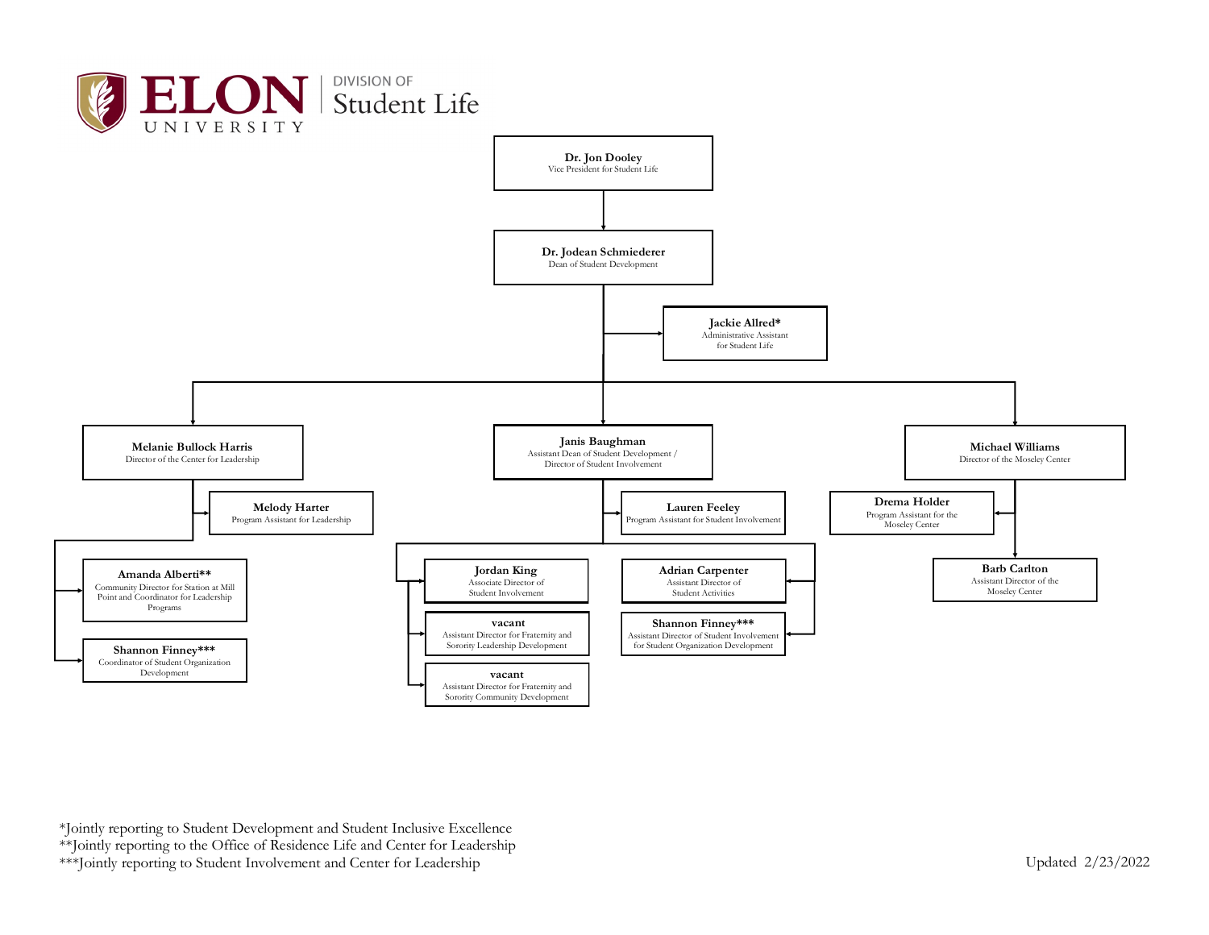# ELON UNIVERSITY | DIVISION OF Student Life

- **Dr. Jon Dooley** — Vice President for Student Life
  - **Dr. Jodean Schmiederer** — Dean of Student Development
    - **Jackie Allred*** — Administrative Assistant for Student Life
    - **Melanie Bullock Harris** — Director of the Center for Leadership
      - **Melody Harter** — Program Assistant for Leadership
      - **Amanda Alberti**** — Community Director for Station at Mill Point and Coordinator for Leadership Programs
      - **Shannon Finney***** — Coordinator of Student Organization Development
    - **Janis Baughman** — Assistant Dean of Student Development / Director of Student Involvement
      - **Lauren Feeley** — Program Assistant for Student Involvement
      - **Jordan King** — Associate Director of Student Involvement
      - **vacant** — Assistant Director for Fraternity and Sorority Leadership Development
      - **vacant** — Assistant Director for Fraternity and Sorority Community Development
      - **Adrian Carpenter** — Assistant Director of Student Activities
      - **Shannon Finney***** — Assistant Director of Student Involvement for Student Organization Development
    - **Michael Williams** — Director of the Moseley Center
      - **Drema Holder** — Program Assistant for the Moseley Center
      - **Barb Carlton** — Assistant Director of the Moseley Center

*Jointly reporting to Student Development and Student Inclusive Excellence
**Jointly reporting to the Office of Residence Life and Center for Leadership
***Jointly reporting to Student Involvement and Center for Leadership

Updated 2/23/2022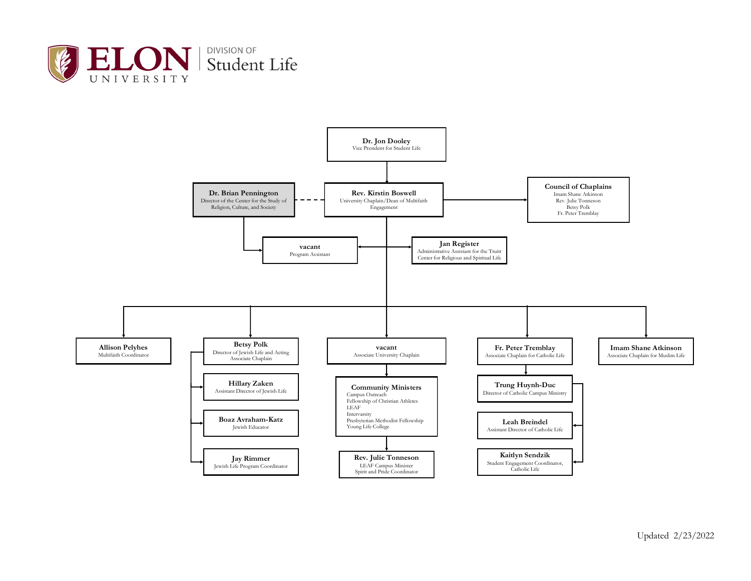# ELON UNIVERSITY | DIVISION OF Student Life

**Dr. Jon Dooley**
Vice President for Student Life

- **Rev. Kirstin Boswell**
  University Chaplain/Dean of Multifaith Engagement
  - (dashed line) **Dr. Brian Pennington** — Director of the Center for the Study of Religion, Culture, and Society
    - **vacant** — Program Assistant
  - **Council of Chaplains**
    - Imam Shane Atkinson
    - Rev. Julie Tonneson
    - Betsy Polk
    - Fr. Peter Tremblay
  - **vacant** — Program Assistant
  - **Jan Register** — Administrative Assistant for the Truitt Center for Religious and Spiritual Life
  - **Allison Pelyhes** — Multifaith Coordinator
  - **Betsy Polk** — Director of Jewish Life and Acting Associate Chaplain
    - **Hillary Zaken** — Assistant Director of Jewish Life
    - **Boaz Avraham-Katz** — Jewish Educator
    - **Jay Rimmer** — Jewish Life Program Coordinator
  - **vacant** — Associate University Chaplain
    - **Community Ministers**
      - Campus Outreach
      - Fellowship of Christian Athletes
      - LEAF
      - Intervarsity
      - Presbyterian Methodist Fellowship
      - Young Life College
      - **Rev. Julie Tonneson** — LEAF Campus Minister; Spirit and Pride Coordinator
  - **Fr. Peter Tremblay** — Associate Chaplain for Catholic Life
    - **Trung Huynh-Duc** — Director of Catholic Campus Ministry
      - **Leah Breindel** — Assistant Director of Catholic Life
      - **Kaitlyn Sendzik** — Student Engagement Coordinator, Catholic Life
  - **Imam Shane Atkinson** — Associate Chaplain for Muslim Life

Updated 2/23/2022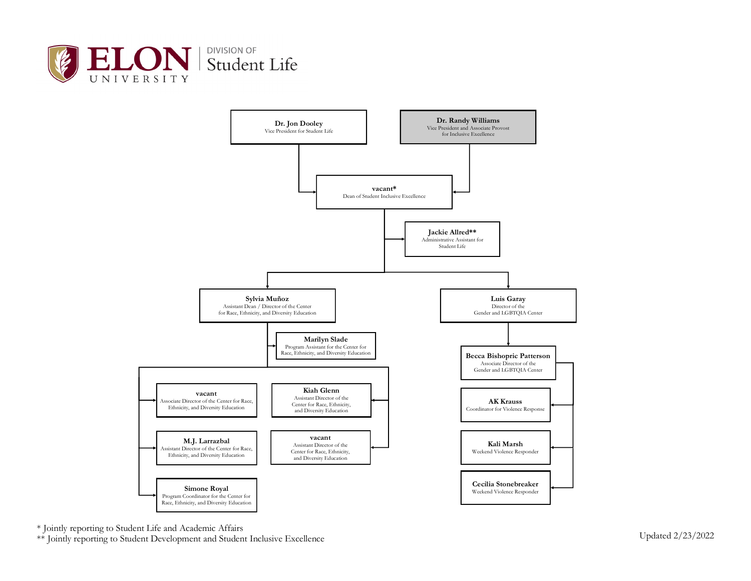ELON UNIVERSITY | DIVISION OF Student Life

**Dr. Jon Dooley**
Vice President for Student Life

**Dr. Randy Williams**
Vice President and Associate Provost for Inclusive Excellence

**vacant***
Dean of Student Inclusive Excellence

**Jackie Allred****
Administrative Assistant for Student Life

**Sylvia Muñoz**
Assistant Dean / Director of the Center for Race, Ethnicity, and Diversity Education

**Marilyn Slade**
Program Assistant for the Center for Race, Ethnicity, and Diversity Education

**vacant**
Associate Director of the Center for Race, Ethnicity, and Diversity Education

**Kiah Glenn**
Assistant Director of the Center for Race, Ethnicity, and Diversity Education

**M.J. Larrazbal**
Assistant Director of the Center for Race, Ethnicity, and Diversity Education

**vacant**
Assistant Director of the Center for Race, Ethnicity, and Diversity Education

**Simone Royal**
Program Coordinator for the Center for Race, Ethnicity, and Diversity Education

**Luis Garay**
Director of the Gender and LGBTQIA Center

**Becca Bishopric Patterson**
Associate Director of the Gender and LGBTQIA Center

**AK Krauss**
Coordinator for Violence Response

**Kali Marsh**
Weekend Violence Responder

**Cecilia Stonebreaker**
Weekend Violence Responder

* Jointly reporting to Student Life and Academic Affairs
** Jointly reporting to Student Development and Student Inclusive Excellence

Updated 2/23/2022